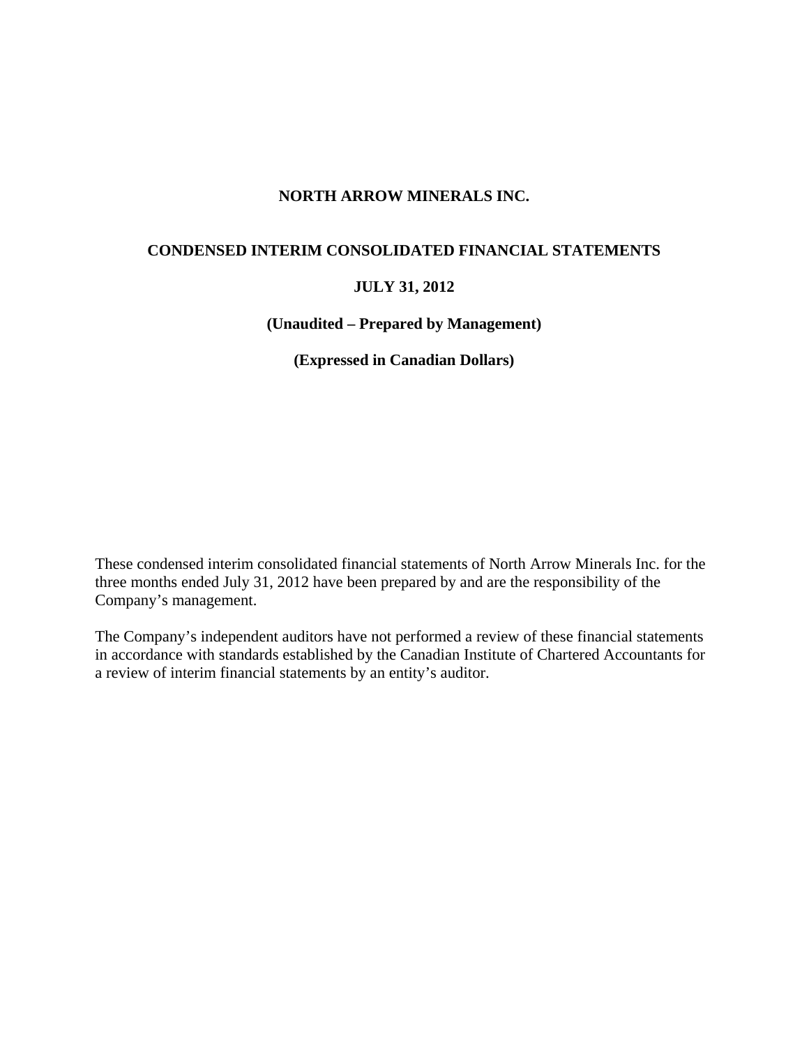# NORTH ARROW MINERALS INC.

## CONDENSED INTERIM CONSOLIDATED FINANCIAL STATEMENTS

**JULY 31, 2012**

**(Unaudited – Prepared by Management)**

**(Expressed in Canadian Dollars)**

These condensed interim consolidated financial statements of North Arrow Minerals Inc. for the three months ended July 31, 2012 have been prepared by and are the responsibility of the Company's management.

The Company's independent auditors have not performed a review of these financial statements in accordance with standards established by the Canadian Institute of Chartered Accountants for a review of interim financial statements by an entity's auditor.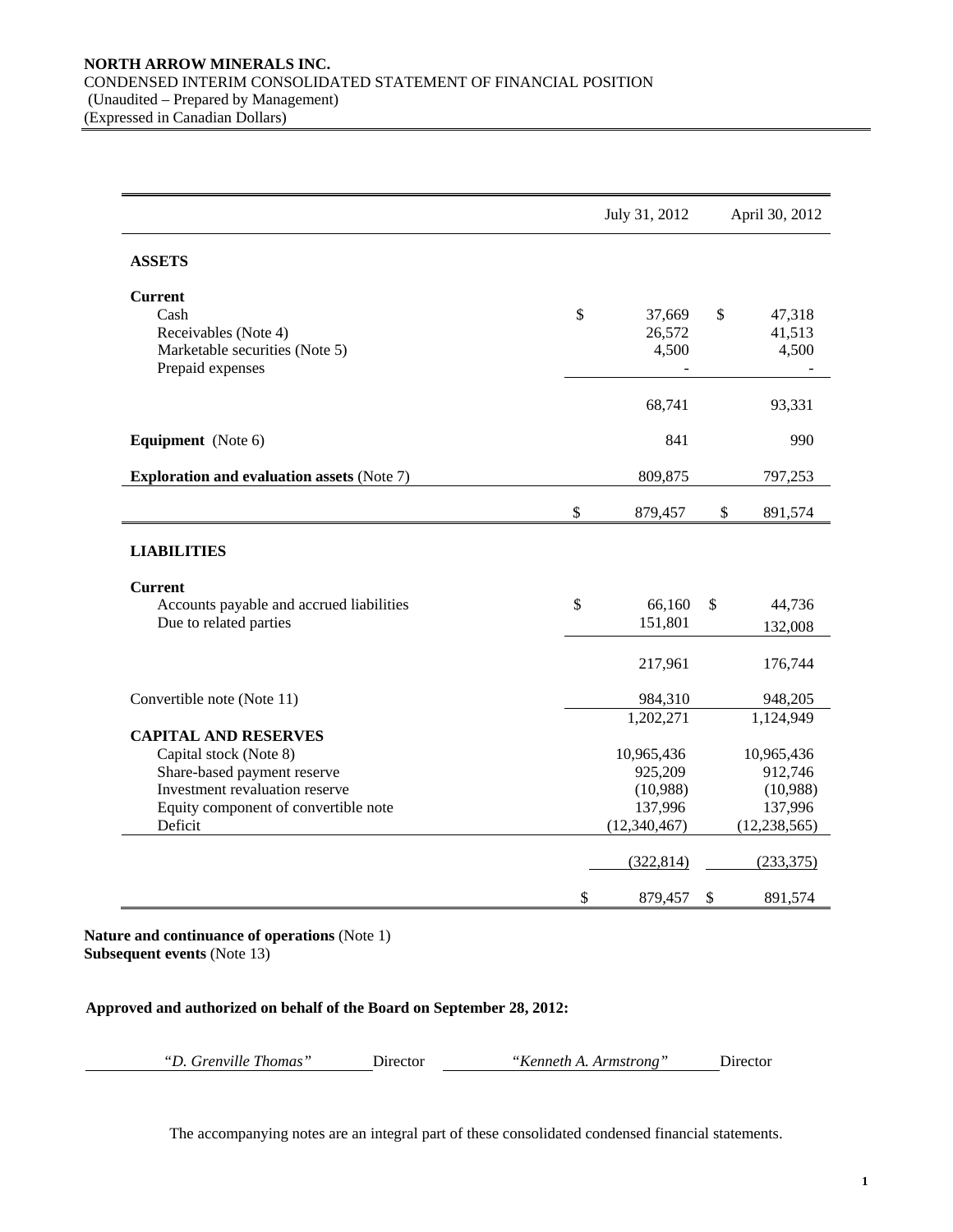**NORTH ARROW MINERALS INC.**
CONDENSED INTERIM CONSOLIDATED STATEMENT OF FINANCIAL POSITION
(Unaudited – Prepared by Management)
(Expressed in Canadian Dollars)

| | July 31, 2012 | April 30, 2012 |
|---|---|---|
| **ASSETS** | | |
| **Current** | | |
| Cash | $ 37,669 | $ 47,318 |
| Receivables (Note 4) | 26,572 | 41,513 |
| Marketable securities (Note 5) | 4,500 | 4,500 |
| Prepaid expenses | - | - |
| | 68,741 | 93,331 |
| **Equipment** (Note 6) | 841 | 990 |
| **Exploration and evaluation assets** (Note 7) | 809,875 | 797,253 |
| | $ 879,457 | $ 891,574 |
| **LIABILITIES** | | |
| **Current** | | |
| Accounts payable and accrued liabilities | $ 66,160 | $ 44,736 |
| Due to related parties | 151,801 | 132,008 |
| | 217,961 | 176,744 |
| Convertible note (Note 11) | 984,310 | 948,205 |
| | 1,202,271 | 1,124,949 |
| **CAPITAL AND RESERVES** | | |
| Capital stock (Note 8) | 10,965,436 | 10,965,436 |
| Share-based payment reserve | 925,209 | 912,746 |
| Investment revaluation reserve | (10,988) | (10,988) |
| Equity component of convertible note | 137,996 | 137,996 |
| Deficit | (12,340,467) | (12,238,565) |
| | (322,814) | (233,375) |
| | $ 879,457 | $ 891,574 |

**Nature and continuance of operations** (Note 1)
**Subsequent events** (Note 13)

**Approved and authorized on behalf of the Board on September 28, 2012:**

*"D. Grenville Thomas"* Director *"Kenneth A. Armstrong"* Director

The accompanying notes are an integral part of these consolidated condensed financial statements.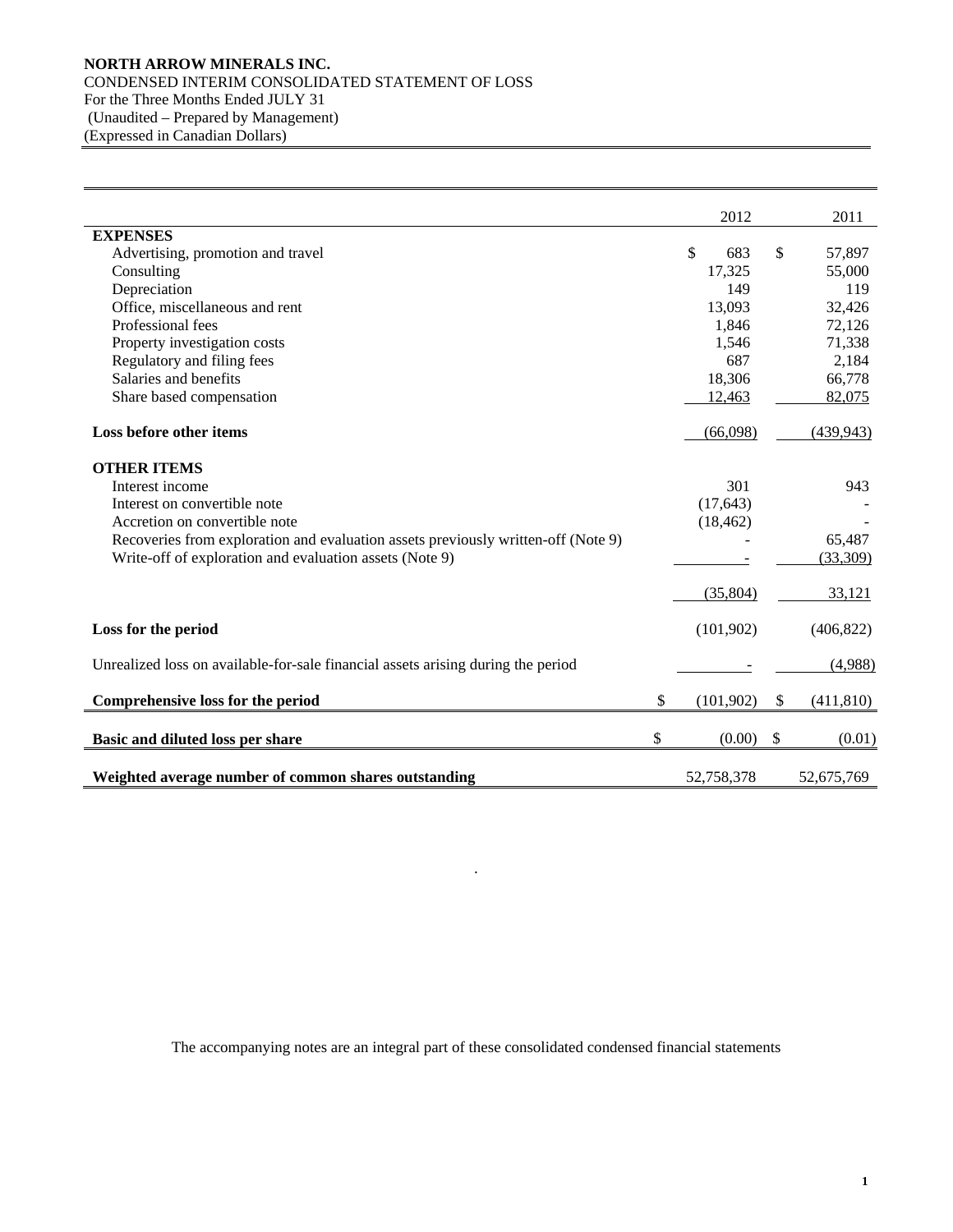**NORTH ARROW MINERALS INC.**
CONDENSED INTERIM CONSOLIDATED STATEMENT OF LOSS
For the Three Months Ended JULY 31
(Unaudited – Prepared by Management)
(Expressed in Canadian Dollars)

| | 2012 | 2011 |
|---|---|---|
| **EXPENSES** | | |
| Advertising, promotion and travel | $ 683 | $ 57,897 |
| Consulting | 17,325 | 55,000 |
| Depreciation | 149 | 119 |
| Office, miscellaneous and rent | 13,093 | 32,426 |
| Professional fees | 1,846 | 72,126 |
| Property investigation costs | 1,546 | 71,338 |
| Regulatory and filing fees | 687 | 2,184 |
| Salaries and benefits | 18,306 | 66,778 |
| Share based compensation | 12,463 | 82,075 |
| **Loss before other items** | (66,098) | (439,943) |
| **OTHER ITEMS** | | |
| Interest income | 301 | 943 |
| Interest on convertible note | (17,643) | - |
| Accretion on convertible note | (18,462) | - |
| Recoveries from exploration and evaluation assets previously written-off (Note 9) | - | 65,487 |
| Write-off of exploration and evaluation assets (Note 9) | - | (33,309) |
| | (35,804) | 33,121 |
| **Loss for the period** | (101,902) | (406,822) |
| Unrealized loss on available-for-sale financial assets arising during the period | - | (4,988) |
| **Comprehensive loss for the period** | $ (101,902) | $ (411,810) |
| **Basic and diluted loss per share** | $ (0.00) | $ (0.01) |
| **Weighted average number of common shares outstanding** | 52,758,378 | 52,675,769 |

The accompanying notes are an integral part of these consolidated condensed financial statements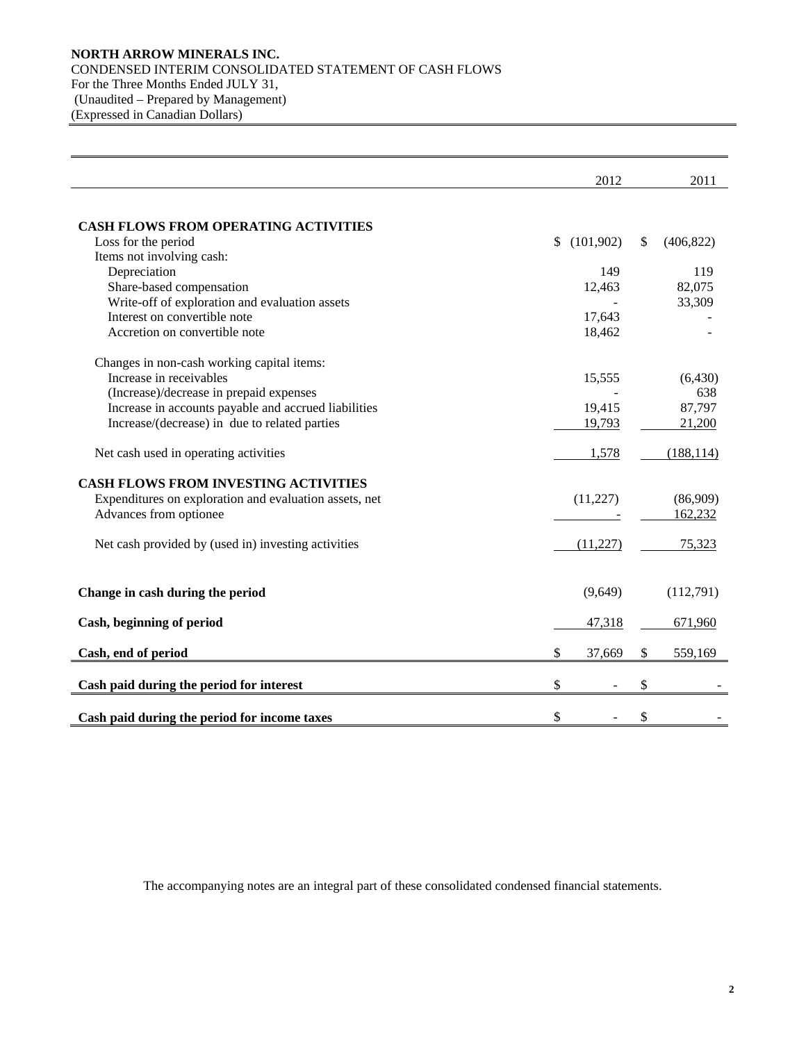**NORTH ARROW MINERALS INC.**
CONDENSED INTERIM CONSOLIDATED STATEMENT OF CASH FLOWS
For the Three Months Ended JULY 31,
(Unaudited – Prepared by Management)
(Expressed in Canadian Dollars)

| | 2012 | 2011 |
|---|---|---|
| **CASH FLOWS FROM OPERATING ACTIVITIES** | | |
| Loss for the period | $ (101,902) | $ (406,822) |
| Items not involving cash: | | |
| Depreciation | 149 | 119 |
| Share-based compensation | 12,463 | 82,075 |
| Write-off of exploration and evaluation assets | - | 33,309 |
| Interest on convertible note | 17,643 | - |
| Accretion on convertible note | 18,462 | - |
| Changes in non-cash working capital items: | | |
| Increase in receivables | 15,555 | (6,430) |
| (Increase)/decrease in prepaid expenses | - | 638 |
| Increase in accounts payable and accrued liabilities | 19,415 | 87,797 |
| Increase/(decrease) in due to related parties | 19,793 | 21,200 |
| Net cash used in operating activities | 1,578 | (188,114) |
| **CASH FLOWS FROM INVESTING ACTIVITIES** | | |
| Expenditures on exploration and evaluation assets, net | (11,227) | (86,909) |
| Advances from optionee | - | 162,232 |
| Net cash provided by (used in) investing activities | (11,227) | 75,323 |
| **Change in cash during the period** | (9,649) | (112,791) |
| **Cash, beginning of period** | 47,318 | 671,960 |
| **Cash, end of period** | $ 37,669 | $ 559,169 |
| **Cash paid during the period for interest** | $ - | $ - |
| **Cash paid during the period for income taxes** | $ - | $ - |

The accompanying notes are an integral part of these consolidated condensed financial statements.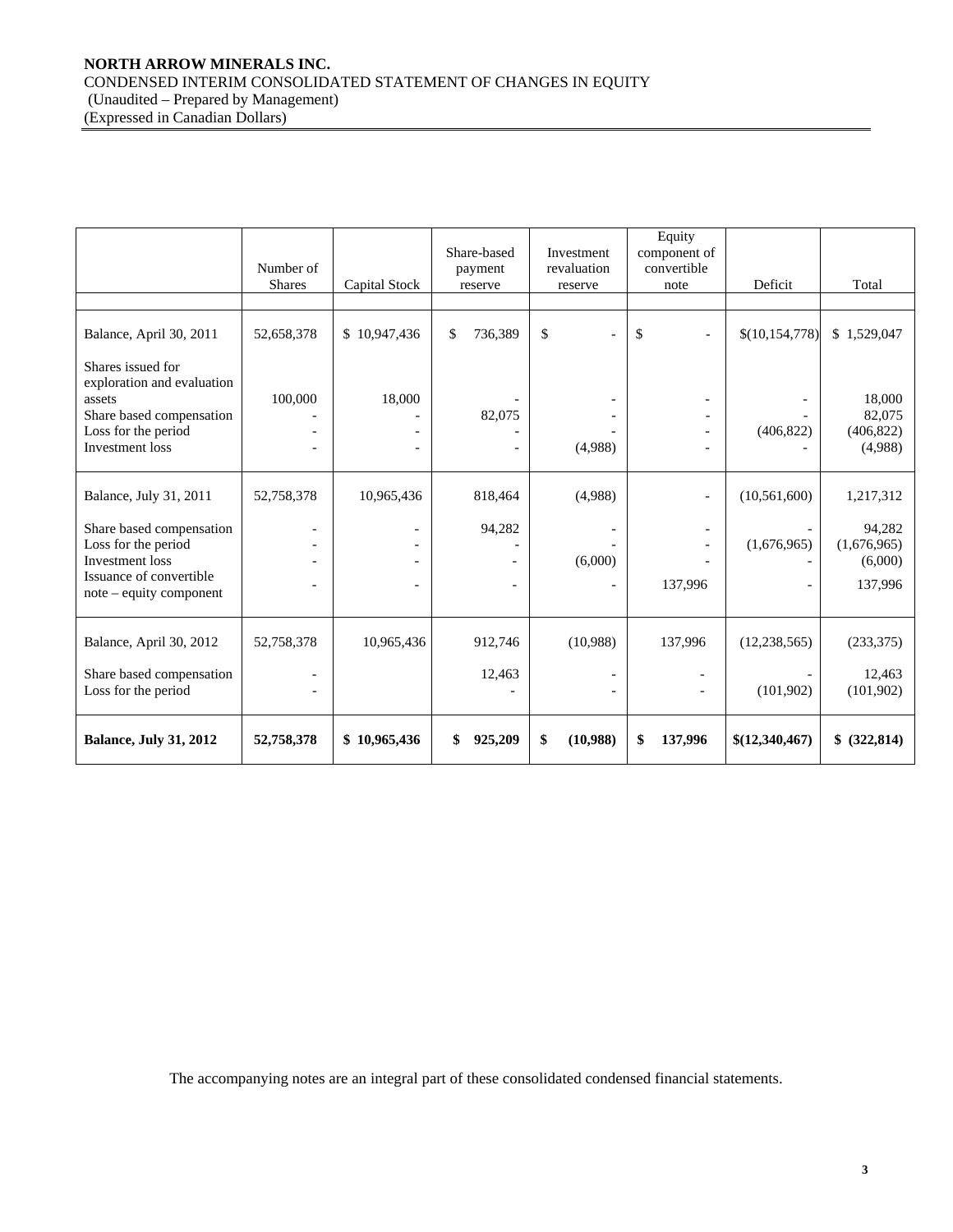**NORTH ARROW MINERALS INC.**
CONDENSED INTERIM CONSOLIDATED STATEMENT OF CHANGES IN EQUITY
(Unaudited – Prepared by Management)
(Expressed in Canadian Dollars)

| | Number of Shares | Capital Stock | Share-based payment reserve | Investment revaluation reserve | Equity component of convertible note | Deficit | Total |
|---|---|---|---|---|---|---|---|
| Balance, April 30, 2011 | 52,658,378 | $ 10,947,436 | $ 736,389 | $ - | $ - | $(10,154,778) | $ 1,529,047 |
| Shares issued for exploration and evaluation assets | 100,000 | 18,000 | - | - | - | - | 18,000 |
| Share based compensation | - | - | 82,075 | - | - | - | 82,075 |
| Loss for the period | - | - | - | - | - | (406,822) | (406,822) |
| Investment loss | - | - | - | (4,988) | - | - | (4,988) |
| Balance, July 31, 2011 | 52,758,378 | 10,965,436 | 818,464 | (4,988) | - | (10,561,600) | 1,217,312 |
| Share based compensation | - | - | 94,282 | - | - | - | 94,282 |
| Loss for the period | - | - | - | - | - | (1,676,965) | (1,676,965) |
| Investment loss | - | - | - | (6,000) | - | - | (6,000) |
| Issuance of convertible note – equity component | - | - | - | - | 137,996 | - | 137,996 |
| Balance, April 30, 2012 | 52,758,378 | 10,965,436 | 912,746 | (10,988) | 137,996 | (12,238,565) | (233,375) |
| Share based compensation | - | | 12,463 | - | - | - | 12,463 |
| Loss for the period | - | | - | - | - | (101,902) | (101,902) |
| **Balance, July 31, 2012** | **52,758,378** | **$ 10,965,436** | **$ 925,209** | **$ (10,988)** | **$ 137,996** | **$(12,340,467)** | **$ (322,814)** |

The accompanying notes are an integral part of these consolidated condensed financial statements.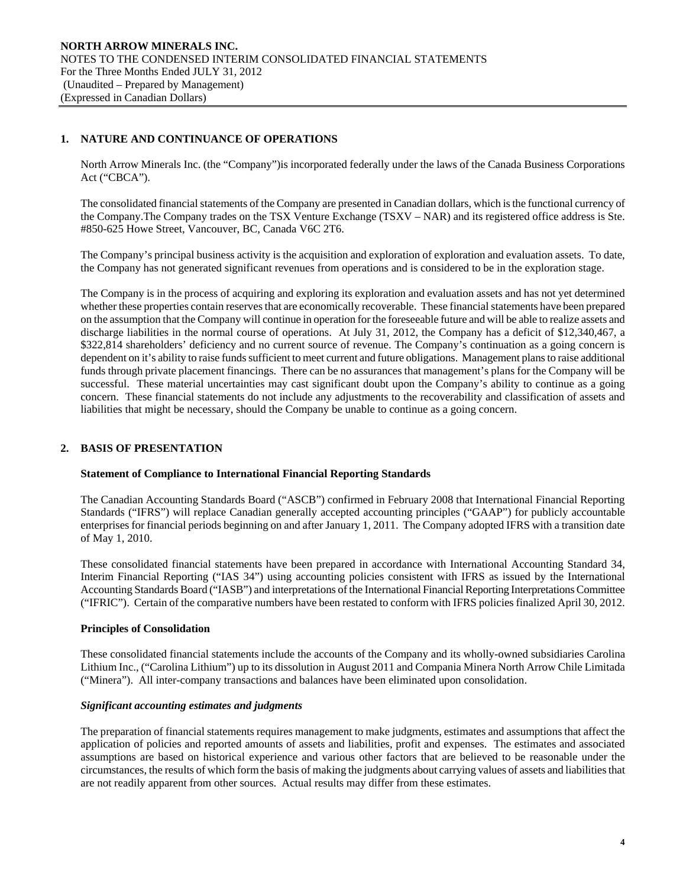## 1. NATURE AND CONTINUANCE OF OPERATIONS

North Arrow Minerals Inc. (the "Company")is incorporated federally under the laws of the Canada Business Corporations Act ("CBCA").

The consolidated financial statements of the Company are presented in Canadian dollars, which is the functional currency of the Company.The Company trades on the TSX Venture Exchange (TSXV – NAR) and its registered office address is Ste. #850-625 Howe Street, Vancouver, BC, Canada V6C 2T6.

The Company's principal business activity is the acquisition and exploration of exploration and evaluation assets. To date, the Company has not generated significant revenues from operations and is considered to be in the exploration stage.

The Company is in the process of acquiring and exploring its exploration and evaluation assets and has not yet determined whether these properties contain reserves that are economically recoverable. These financial statements have been prepared on the assumption that the Company will continue in operation for the foreseeable future and will be able to realize assets and discharge liabilities in the normal course of operations. At July 31, 2012, the Company has a deficit of $12,340,467, a $322,814 shareholders' deficiency and no current source of revenue. The Company's continuation as a going concern is dependent on it's ability to raise funds sufficient to meet current and future obligations. Management plans to raise additional funds through private placement financings. There can be no assurances that management's plans for the Company will be successful. These material uncertainties may cast significant doubt upon the Company's ability to continue as a going concern. These financial statements do not include any adjustments to the recoverability and classification of assets and liabilities that might be necessary, should the Company be unable to continue as a going concern.

## 2. BASIS OF PRESENTATION

### Statement of Compliance to International Financial Reporting Standards

The Canadian Accounting Standards Board ("ASCB") confirmed in February 2008 that International Financial Reporting Standards ("IFRS") will replace Canadian generally accepted accounting principles ("GAAP") for publicly accountable enterprises for financial periods beginning on and after January 1, 2011. The Company adopted IFRS with a transition date of May 1, 2010.

These consolidated financial statements have been prepared in accordance with International Accounting Standard 34, Interim Financial Reporting ("IAS 34") using accounting policies consistent with IFRS as issued by the International Accounting Standards Board ("IASB") and interpretations of the International Financial Reporting Interpretations Committee ("IFRIC"). Certain of the comparative numbers have been restated to conform with IFRS policies finalized April 30, 2012.

### Principles of Consolidation

These consolidated financial statements include the accounts of the Company and its wholly-owned subsidiaries Carolina Lithium Inc., ("Carolina Lithium") up to its dissolution in August 2011 and Compania Minera North Arrow Chile Limitada ("Minera"). All inter-company transactions and balances have been eliminated upon consolidation.

### *Significant accounting estimates and judgments*

The preparation of financial statements requires management to make judgments, estimates and assumptions that affect the application of policies and reported amounts of assets and liabilities, profit and expenses. The estimates and associated assumptions are based on historical experience and various other factors that are believed to be reasonable under the circumstances, the results of which form the basis of making the judgments about carrying values of assets and liabilities that are not readily apparent from other sources. Actual results may differ from these estimates.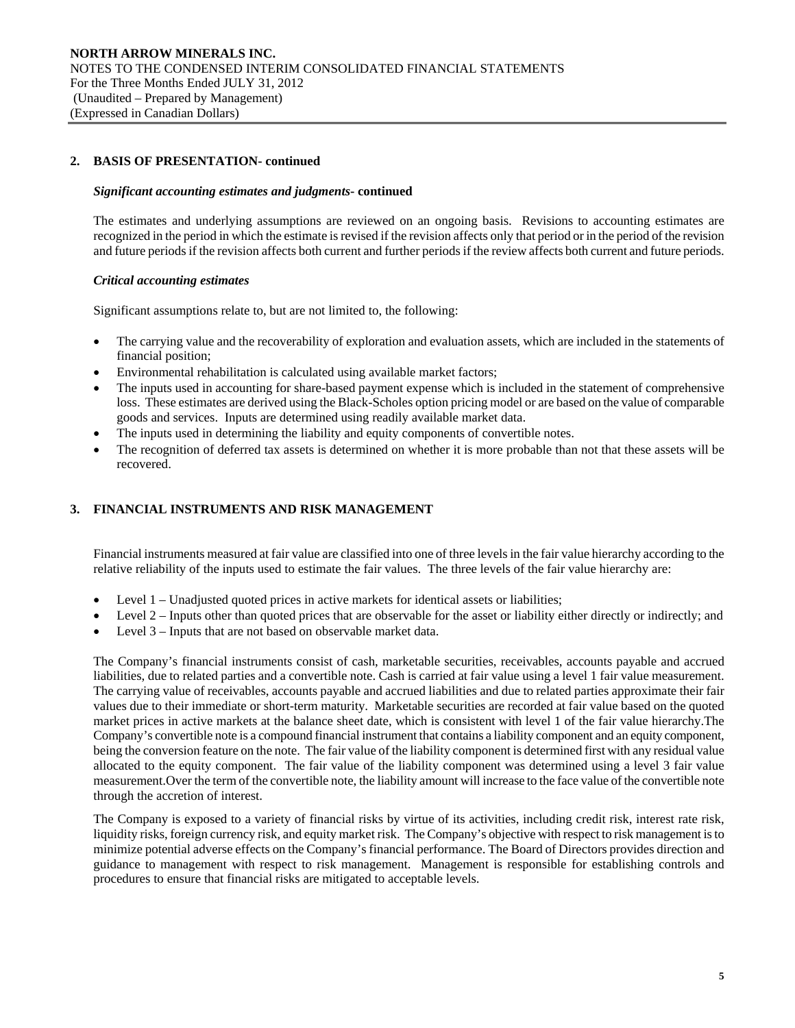## 2. BASIS OF PRESENTATION- continued

### *Significant accounting estimates and judgments*- continued

The estimates and underlying assumptions are reviewed on an ongoing basis. Revisions to accounting estimates are recognized in the period in which the estimate is revised if the revision affects only that period or in the period of the revision and future periods if the revision affects both current and further periods if the review affects both current and future periods.

### *Critical accounting estimates*

Significant assumptions relate to, but are not limited to, the following:

- The carrying value and the recoverability of exploration and evaluation assets, which are included in the statements of financial position;
- Environmental rehabilitation is calculated using available market factors;
- The inputs used in accounting for share-based payment expense which is included in the statement of comprehensive loss. These estimates are derived using the Black-Scholes option pricing model or are based on the value of comparable goods and services. Inputs are determined using readily available market data.
- The inputs used in determining the liability and equity components of convertible notes.
- The recognition of deferred tax assets is determined on whether it is more probable than not that these assets will be recovered.

## 3. FINANCIAL INSTRUMENTS AND RISK MANAGEMENT

Financial instruments measured at fair value are classified into one of three levels in the fair value hierarchy according to the relative reliability of the inputs used to estimate the fair values. The three levels of the fair value hierarchy are:

- Level 1 – Unadjusted quoted prices in active markets for identical assets or liabilities;
- Level 2 – Inputs other than quoted prices that are observable for the asset or liability either directly or indirectly; and
- Level 3 – Inputs that are not based on observable market data.

The Company's financial instruments consist of cash, marketable securities, receivables, accounts payable and accrued liabilities, due to related parties and a convertible note. Cash is carried at fair value using a level 1 fair value measurement. The carrying value of receivables, accounts payable and accrued liabilities and due to related parties approximate their fair values due to their immediate or short-term maturity. Marketable securities are recorded at fair value based on the quoted market prices in active markets at the balance sheet date, which is consistent with level 1 of the fair value hierarchy.The Company's convertible note is a compound financial instrument that contains a liability component and an equity component, being the conversion feature on the note. The fair value of the liability component is determined first with any residual value allocated to the equity component. The fair value of the liability component was determined using a level 3 fair value measurement.Over the term of the convertible note, the liability amount will increase to the face value of the convertible note through the accretion of interest.

The Company is exposed to a variety of financial risks by virtue of its activities, including credit risk, interest rate risk, liquidity risks, foreign currency risk, and equity market risk. The Company's objective with respect to risk management is to minimize potential adverse effects on the Company's financial performance. The Board of Directors provides direction and guidance to management with respect to risk management. Management is responsible for establishing controls and procedures to ensure that financial risks are mitigated to acceptable levels.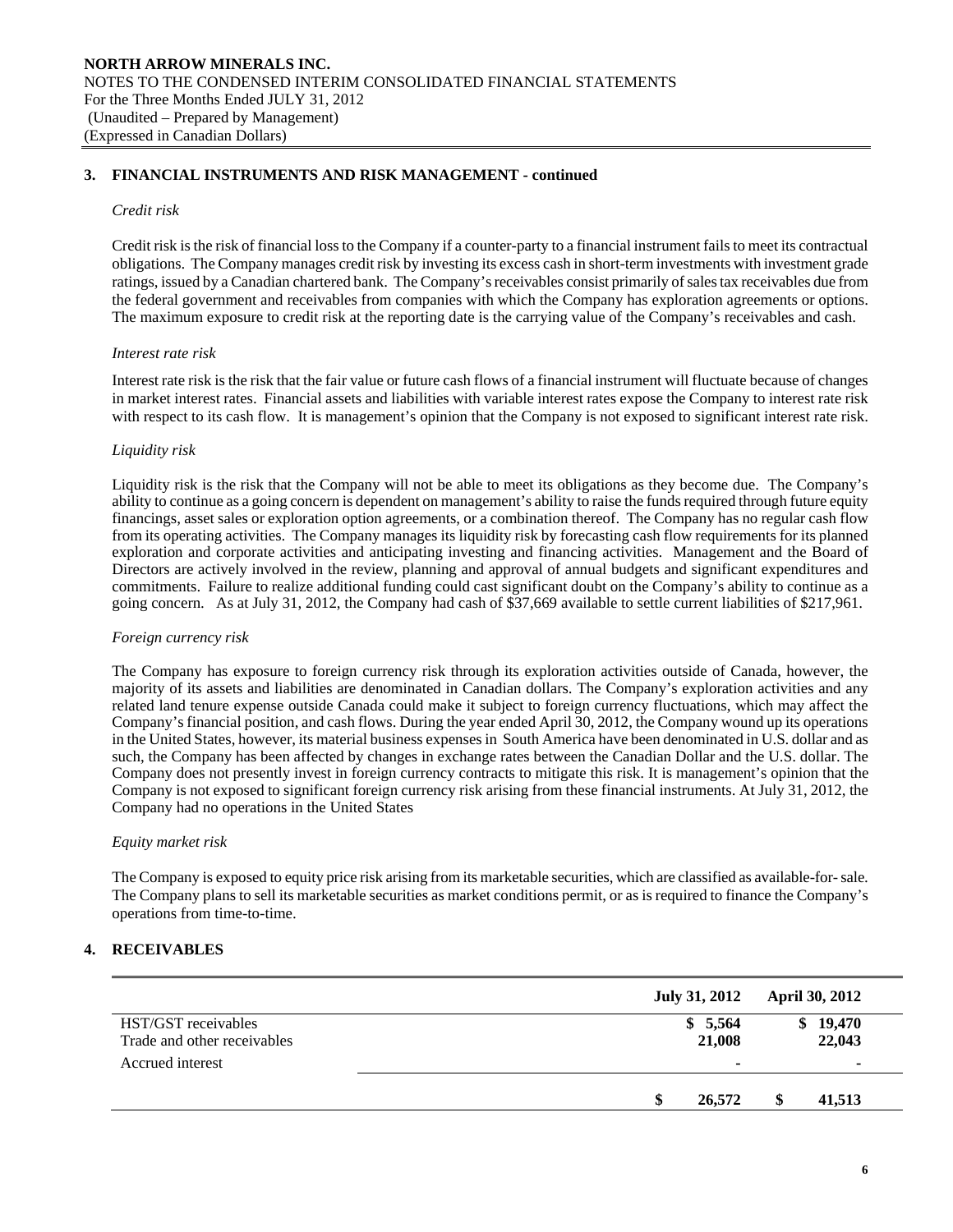## 3. FINANCIAL INSTRUMENTS AND RISK MANAGEMENT - continued

*Credit risk*

Credit risk is the risk of financial loss to the Company if a counter-party to a financial instrument fails to meet its contractual obligations. The Company manages credit risk by investing its excess cash in short-term investments with investment grade ratings, issued by a Canadian chartered bank. The Company's receivables consist primarily of sales tax receivables due from the federal government and receivables from companies with which the Company has exploration agreements or options. The maximum exposure to credit risk at the reporting date is the carrying value of the Company's receivables and cash.

*Interest rate risk*

Interest rate risk is the risk that the fair value or future cash flows of a financial instrument will fluctuate because of changes in market interest rates. Financial assets and liabilities with variable interest rates expose the Company to interest rate risk with respect to its cash flow. It is management's opinion that the Company is not exposed to significant interest rate risk.

*Liquidity risk*

Liquidity risk is the risk that the Company will not be able to meet its obligations as they become due. The Company's ability to continue as a going concern is dependent on management's ability to raise the funds required through future equity financings, asset sales or exploration option agreements, or a combination thereof. The Company has no regular cash flow from its operating activities. The Company manages its liquidity risk by forecasting cash flow requirements for its planned exploration and corporate activities and anticipating investing and financing activities. Management and the Board of Directors are actively involved in the review, planning and approval of annual budgets and significant expenditures and commitments. Failure to realize additional funding could cast significant doubt on the Company's ability to continue as a going concern. As at July 31, 2012, the Company had cash of $37,669 available to settle current liabilities of $217,961.

*Foreign currency risk*

The Company has exposure to foreign currency risk through its exploration activities outside of Canada, however, the majority of its assets and liabilities are denominated in Canadian dollars. The Company's exploration activities and any related land tenure expense outside Canada could make it subject to foreign currency fluctuations, which may affect the Company's financial position, and cash flows. During the year ended April 30, 2012, the Company wound up its operations in the United States, however, its material business expenses in South America have been denominated in U.S. dollar and as such, the Company has been affected by changes in exchange rates between the Canadian Dollar and the U.S. dollar. The Company does not presently invest in foreign currency contracts to mitigate this risk. It is management's opinion that the Company is not exposed to significant foreign currency risk arising from these financial instruments. At July 31, 2012, the Company had no operations in the United States

*Equity market risk*

The Company is exposed to equity price risk arising from its marketable securities, which are classified as available-for- sale. The Company plans to sell its marketable securities as market conditions permit, or as is required to finance the Company's operations from time-to-time.

## 4. RECEIVABLES

| | July 31, 2012 | April 30, 2012 |
|---|---|---|
| HST/GST receivables | $ 5,564 | $ 19,470 |
| Trade and other receivables | 21,008 | 22,043 |
| Accrued interest | - | - |
| | $ 26,572 | $ 41,513 |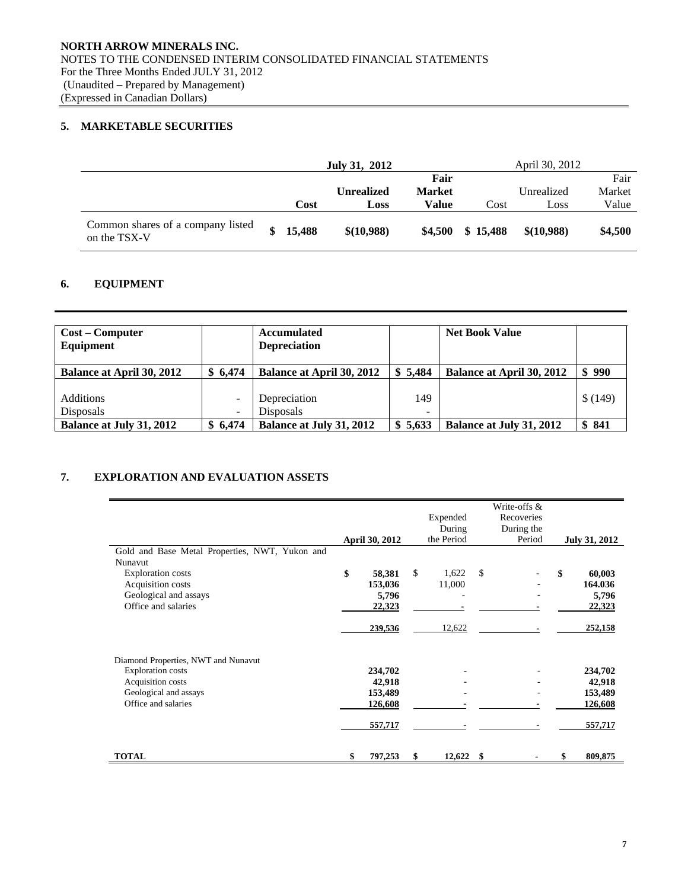## 5. MARKETABLE SECURITIES

| | July 31, 2012 | | | April 30, 2012 | | |
|---|---|---|---|---|---|---|
| | Cost | Unrealized Loss | Fair Market Value | Cost | Unrealized Loss | Fair Market Value |
| Common shares of a company listed on the TSX-V | $ 15,488 | $(10,988) | $4,500 | $ 15,488 | $(10,988) | $4,500 |

## 6. EQUIPMENT

| Cost – Computer Equipment | | Accumulated Depreciation | | Net Book Value | |
|---|---|---|---|---|---|
| Balance at April 30, 2012 | $ 6,474 | Balance at April 30, 2012 | $ 5,484 | Balance at April 30, 2012 | $ 990 |
| Additions | - | Depreciation | 149 | | $ (149) |
| Disposals | - | Disposals | - | | |
| Balance at July 31, 2012 | $ 6,474 | Balance at July 31, 2012 | $ 5,633 | Balance at July 31, 2012 | $ 841 |

## 7. EXPLORATION AND EVALUATION ASSETS

| | April 30, 2012 | Expended During the Period | Write-offs & Recoveries During the Period | July 31, 2012 |
|---|---|---|---|---|
| Gold and Base Metal Properties, NWT, Yukon and Nunavut | | | | |
| Exploration costs | $ 58,381 | $ 1,622 | $ - | $ 60,003 |
| Acquisition costs | 153,036 | 11,000 | - | 164.036 |
| Geological and assays | 5,796 | - | - | 5,796 |
| Office and salaries | 22,323 | - | - | 22,323 |
| | 239,536 | 12,622 | - | 252,158 |
| Diamond Properties, NWT and Nunavut | | | | |
| Exploration costs | 234,702 | - | - | 234,702 |
| Acquisition costs | 42,918 | - | - | 42,918 |
| Geological and assays | 153,489 | - | - | 153,489 |
| Office and salaries | 126,608 | - | - | 126,608 |
| | 557,717 | - | - | 557,717 |
| **TOTAL** | $ 797,253 | $ 12,622 | $ - | $ 809,875 |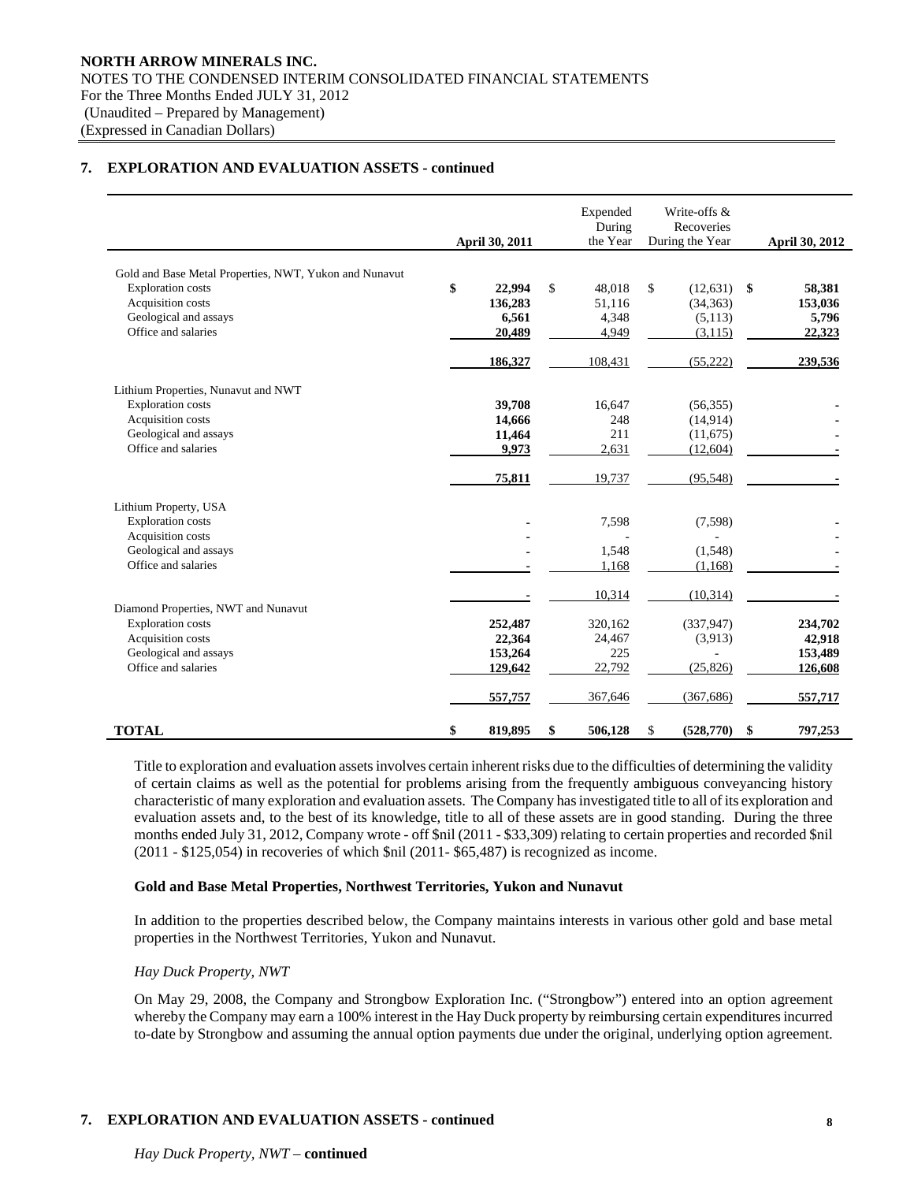## 7. EXPLORATION AND EVALUATION ASSETS - continued

| | April 30, 2011 | Expended During the Year | Write-offs & Recoveries During the Year | April 30, 2012 |
|---|---|---|---|---|
| Gold and Base Metal Properties, NWT, Yukon and Nunavut | | | | |
| Exploration costs | $ 22,994 | $ 48,018 | $ (12,631) | $ 58,381 |
| Acquisition costs | 136,283 | 51,116 | (34,363) | 153,036 |
| Geological and assays | 6,561 | 4,348 | (5,113) | 5,796 |
| Office and salaries | 20,489 | 4,949 | (3,115) | 22,323 |
| | 186,327 | 108,431 | (55,222) | 239,536 |
| Lithium Properties, Nunavut and NWT | | | | |
| Exploration costs | 39,708 | 16,647 | (56,355) | - |
| Acquisition costs | 14,666 | 248 | (14,914) | - |
| Geological and assays | 11,464 | 211 | (11,675) | - |
| Office and salaries | 9,973 | 2,631 | (12,604) | - |
| | 75,811 | 19,737 | (95,548) | - |
| Lithium Property, USA | | | | |
| Exploration costs | - | 7,598 | (7,598) | - |
| Acquisition costs | - | - | - | - |
| Geological and assays | - | 1,548 | (1,548) | - |
| Office and salaries | - | 1,168 | (1,168) | - |
| | - | 10,314 | (10,314) | - |
| Diamond Properties, NWT and Nunavut | | | | |
| Exploration costs | 252,487 | 320,162 | (337,947) | 234,702 |
| Acquisition costs | 22,364 | 24,467 | (3,913) | 42,918 |
| Geological and assays | 153,264 | 225 | - | 153,489 |
| Office and salaries | 129,642 | 22,792 | (25,826) | 126,608 |
| | 557,757 | 367,646 | (367,686) | 557,717 |
| **TOTAL** | **$ 819,895** | **$ 506,128** | **$ (528,770)** | **$ 797,253** |

Title to exploration and evaluation assets involves certain inherent risks due to the difficulties of determining the validity of certain claims as well as the potential for problems arising from the frequently ambiguous conveyancing history characteristic of many exploration and evaluation assets. The Company has investigated title to all of its exploration and evaluation assets and, to the best of its knowledge, title to all of these assets are in good standing. During the three months ended July 31, 2012, Company wrote - off $nil (2011 - $33,309) relating to certain properties and recorded $nil (2011 - $125,054) in recoveries of which $nil (2011- $65,487) is recognized as income.

### Gold and Base Metal Properties, Northwest Territories, Yukon and Nunavut

In addition to the properties described below, the Company maintains interests in various other gold and base metal properties in the Northwest Territories, Yukon and Nunavut.

*Hay Duck Property, NWT*

On May 29, 2008, the Company and Strongbow Exploration Inc. ("Strongbow") entered into an option agreement whereby the Company may earn a 100% interest in the Hay Duck property by reimbursing certain expenditures incurred to-date by Strongbow and assuming the annual option payments due under the original, underlying option agreement.

## 7. EXPLORATION AND EVALUATION ASSETS - continued

*Hay Duck Property, NWT* – **continued**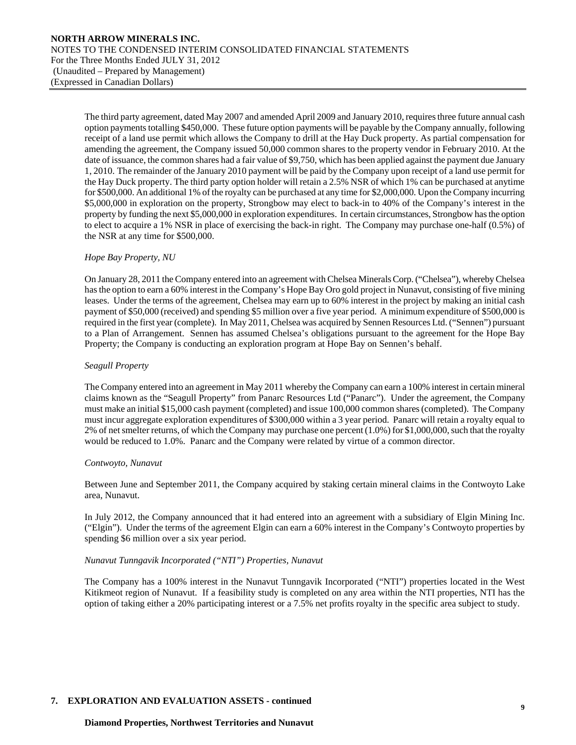The third party agreement, dated May 2007 and amended April 2009 and January 2010, requires three future annual cash option payments totalling $450,000. These future option payments will be payable by the Company annually, following receipt of a land use permit which allows the Company to drill at the Hay Duck property. As partial compensation for amending the agreement, the Company issued 50,000 common shares to the property vendor in February 2010. At the date of issuance, the common shares had a fair value of $9,750, which has been applied against the payment due January 1, 2010. The remainder of the January 2010 payment will be paid by the Company upon receipt of a land use permit for the Hay Duck property. The third party option holder will retain a 2.5% NSR of which 1% can be purchased at anytime for $500,000. An additional 1% of the royalty can be purchased at any time for $2,000,000. Upon the Company incurring $5,000,000 in exploration on the property, Strongbow may elect to back-in to 40% of the Company's interest in the property by funding the next $5,000,000 in exploration expenditures. In certain circumstances, Strongbow has the option to elect to acquire a 1% NSR in place of exercising the back-in right. The Company may purchase one-half (0.5%) of the NSR at any time for $500,000.

*Hope Bay Property, NU*

On January 28, 2011 the Company entered into an agreement with Chelsea Minerals Corp. ("Chelsea"), whereby Chelsea has the option to earn a 60% interest in the Company's Hope Bay Oro gold project in Nunavut, consisting of five mining leases. Under the terms of the agreement, Chelsea may earn up to 60% interest in the project by making an initial cash payment of $50,000 (received) and spending $5 million over a five year period. A minimum expenditure of $500,000 is required in the first year (complete). In May 2011, Chelsea was acquired by Sennen Resources Ltd. ("Sennen") pursuant to a Plan of Arrangement. Sennen has assumed Chelsea's obligations pursuant to the agreement for the Hope Bay Property; the Company is conducting an exploration program at Hope Bay on Sennen's behalf.

*Seagull Property*

The Company entered into an agreement in May 2011 whereby the Company can earn a 100% interest in certain mineral claims known as the "Seagull Property" from Panarc Resources Ltd ("Panarc"). Under the agreement, the Company must make an initial $15,000 cash payment (completed) and issue 100,000 common shares (completed). The Company must incur aggregate exploration expenditures of $300,000 within a 3 year period. Panarc will retain a royalty equal to 2% of net smelter returns, of which the Company may purchase one percent (1.0%) for $1,000,000, such that the royalty would be reduced to 1.0%. Panarc and the Company were related by virtue of a common director.

*Contwoyto, Nunavut*

Between June and September 2011, the Company acquired by staking certain mineral claims in the Contwoyto Lake area, Nunavut.

In July 2012, the Company announced that it had entered into an agreement with a subsidiary of Elgin Mining Inc. ("Elgin"). Under the terms of the agreement Elgin can earn a 60% interest in the Company's Contwoyto properties by spending $6 million over a six year period.

*Nunavut Tunngavik Incorporated ("NTI") Properties, Nunavut*

The Company has a 100% interest in the Nunavut Tunngavik Incorporated ("NTI") properties located in the West Kitikmeot region of Nunavut. If a feasibility study is completed on any area within the NTI properties, NTI has the option of taking either a 20% participating interest or a 7.5% net profits royalty in the specific area subject to study.

## 7. EXPLORATION AND EVALUATION ASSETS - continued

**Diamond Properties, Northwest Territories and Nunavut**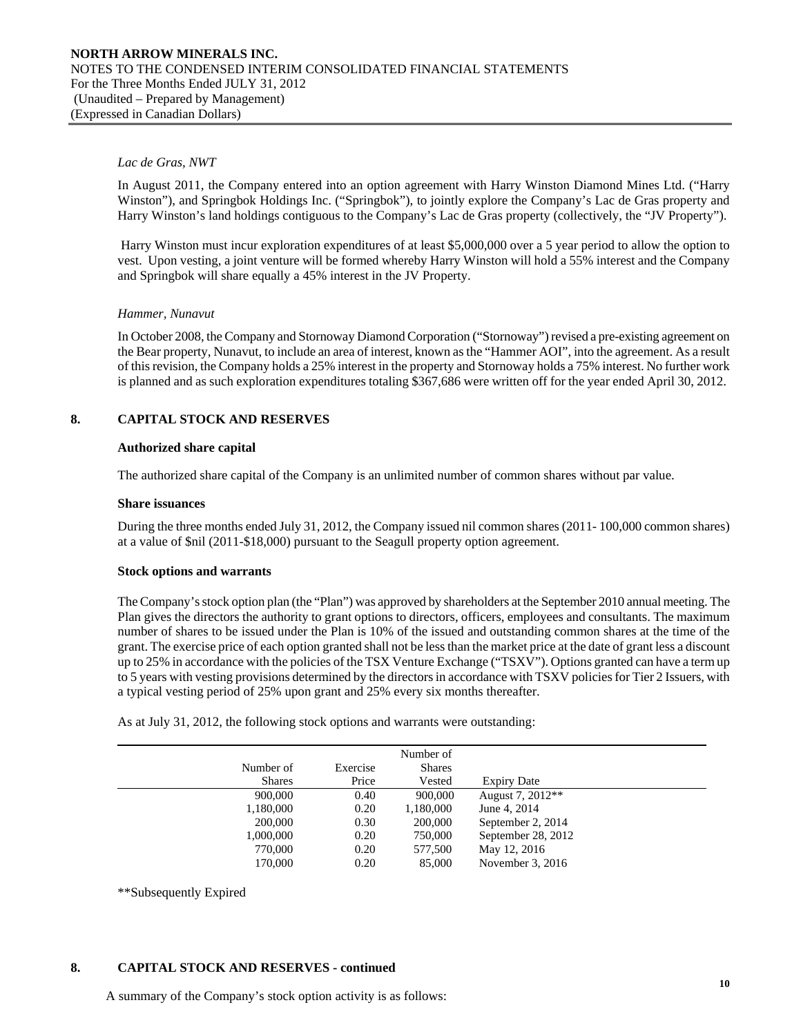*Lac de Gras, NWT*

In August 2011, the Company entered into an option agreement with Harry Winston Diamond Mines Ltd. ("Harry Winston"), and Springbok Holdings Inc. ("Springbok"), to jointly explore the Company's Lac de Gras property and Harry Winston's land holdings contiguous to the Company's Lac de Gras property (collectively, the "JV Property").

Harry Winston must incur exploration expenditures of at least $5,000,000 over a 5 year period to allow the option to vest. Upon vesting, a joint venture will be formed whereby Harry Winston will hold a 55% interest and the Company and Springbok will share equally a 45% interest in the JV Property.

*Hammer, Nunavut*

In October 2008, the Company and Stornoway Diamond Corporation ("Stornoway") revised a pre-existing agreement on the Bear property, Nunavut, to include an area of interest, known as the "Hammer AOI", into the agreement. As a result of this revision, the Company holds a 25% interest in the property and Stornoway holds a 75% interest. No further work is planned and as such exploration expenditures totaling $367,686 were written off for the year ended April 30, 2012.

## 8. CAPITAL STOCK AND RESERVES

**Authorized share capital**

The authorized share capital of the Company is an unlimited number of common shares without par value.

**Share issuances**

During the three months ended July 31, 2012, the Company issued nil common shares (2011- 100,000 common shares) at a value of $nil (2011-$18,000) pursuant to the Seagull property option agreement.

**Stock options and warrants**

The Company's stock option plan (the "Plan") was approved by shareholders at the September 2010 annual meeting. The Plan gives the directors the authority to grant options to directors, officers, employees and consultants. The maximum number of shares to be issued under the Plan is 10% of the issued and outstanding common shares at the time of the grant. The exercise price of each option granted shall not be less than the market price at the date of grant less a discount up to 25% in accordance with the policies of the TSX Venture Exchange ("TSXV"). Options granted can have a term up to 5 years with vesting provisions determined by the directors in accordance with TSXV policies for Tier 2 Issuers, with a typical vesting period of 25% upon grant and 25% every six months thereafter.

As at July 31, 2012, the following stock options and warrants were outstanding:

| Number of Shares | Exercise Price | Number of Shares Vested | Expiry Date |
|---|---|---|---|
| 900,000 | 0.40 | 900,000 | August 7, 2012** |
| 1,180,000 | 0.20 | 1,180,000 | June 4, 2014 |
| 200,000 | 0.30 | 200,000 | September 2, 2014 |
| 1,000,000 | 0.20 | 750,000 | September 28, 2012 |
| 770,000 | 0.20 | 577,500 | May 12, 2016 |
| 170,000 | 0.20 | 85,000 | November 3, 2016 |

**Subsequently Expired

## 8. CAPITAL STOCK AND RESERVES - continued

A summary of the Company's stock option activity is as follows: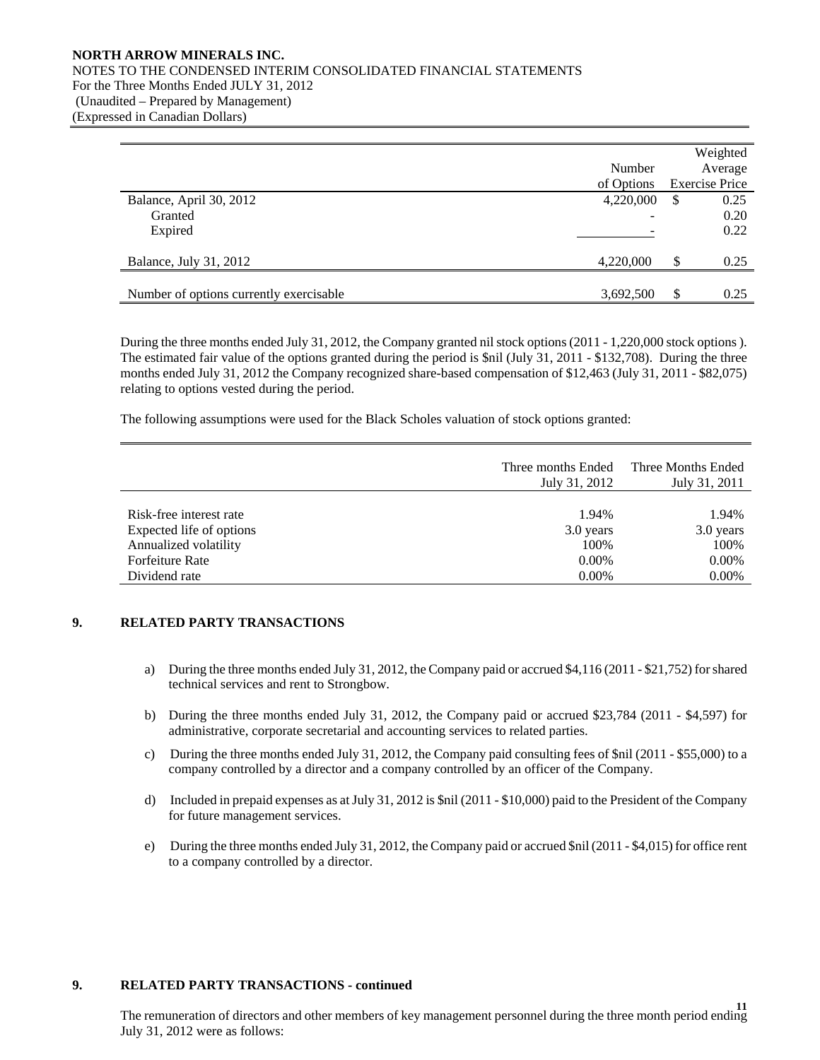|  | Number of Options | Weighted Average Exercise Price |
|---|---|---|
| Balance, April 30, 2012 | 4,220,000 | $ 0.25 |
| Granted | - | 0.20 |
| Expired | - | 0.22 |
| Balance, July 31, 2012 | 4,220,000 | $ 0.25 |
| Number of options currently exercisable | 3,692,500 | $ 0.25 |

During the three months ended July 31, 2012, the Company granted nil stock options (2011 - 1,220,000 stock options ). The estimated fair value of the options granted during the period is $nil (July 31, 2011 - $132,708). During the three months ended July 31, 2012 the Company recognized share-based compensation of $12,463 (July 31, 2011 - $82,075) relating to options vested during the period.

The following assumptions were used for the Black Scholes valuation of stock options granted:

|  | Three months Ended July 31, 2012 | Three Months Ended July 31, 2011 |
|---|---|---|
| Risk-free interest rate | 1.94% | 1.94% |
| Expected life of options | 3.0 years | 3.0 years |
| Annualized volatility | 100% | 100% |
| Forfeiture Rate | 0.00% | 0.00% |
| Dividend rate | 0.00% | 0.00% |

## 9. RELATED PARTY TRANSACTIONS

a) During the three months ended July 31, 2012, the Company paid or accrued $4,116 (2011 - $21,752) for shared technical services and rent to Strongbow.

b) During the three months ended July 31, 2012, the Company paid or accrued $23,784 (2011 - $4,597) for administrative, corporate secretarial and accounting services to related parties.

c) During the three months ended July 31, 2012, the Company paid consulting fees of $nil (2011 - $55,000) to a company controlled by a director and a company controlled by an officer of the Company.

d) Included in prepaid expenses as at July 31, 2012 is $nil (2011 - $10,000) paid to the President of the Company for future management services.

e) During the three months ended July 31, 2012, the Company paid or accrued $nil (2011 - $4,015) for office rent to a company controlled by a director.

## 9. RELATED PARTY TRANSACTIONS - continued

The remuneration of directors and other members of key management personnel during the three month period ending July 31, 2012 were as follows: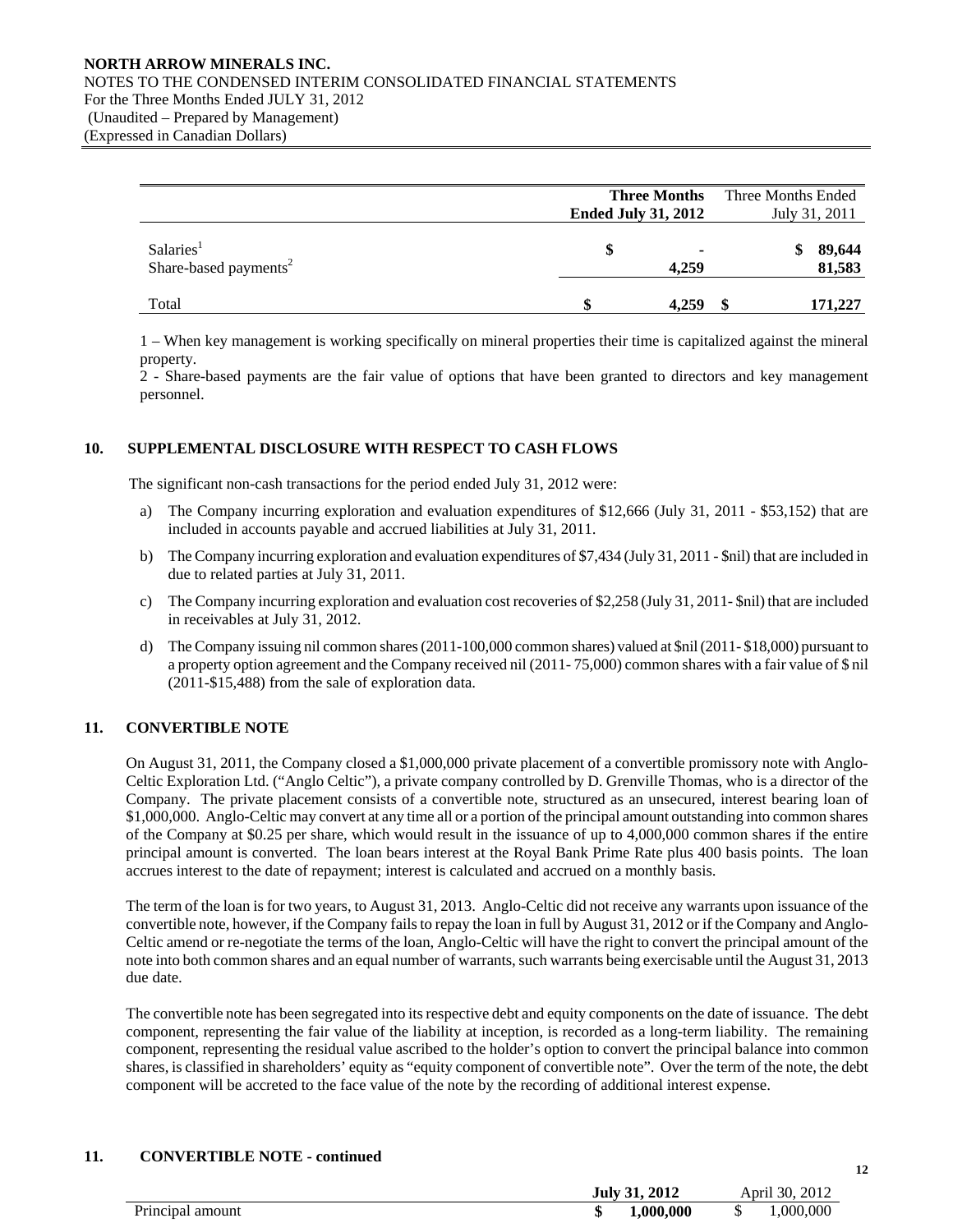| | Three Months Ended July 31, 2012 | Three Months Ended July 31, 2011 |
|---|---|---|
| Salaries[1] | $ - | $ 89,644 |
| Share-based payments[2] | 4,259 | 81,583 |
| Total | $ 4,259 | $ 171,227 |

1 – When key management is working specifically on mineral properties their time is capitalized against the mineral property.
2 - Share-based payments are the fair value of options that have been granted to directors and key management personnel.

## 10. SUPPLEMENTAL DISCLOSURE WITH RESPECT TO CASH FLOWS

The significant non-cash transactions for the period ended July 31, 2012 were:

a) The Company incurring exploration and evaluation expenditures of $12,666 (July 31, 2011 - $53,152) that are included in accounts payable and accrued liabilities at July 31, 2011.

b) The Company incurring exploration and evaluation expenditures of $7,434 (July 31, 2011 - $nil) that are included in due to related parties at July 31, 2011.

c) The Company incurring exploration and evaluation cost recoveries of $2,258 (July 31, 2011- $nil) that are included in receivables at July 31, 2012.

d) The Company issuing nil common shares (2011-100,000 common shares) valued at $nil (2011- $18,000) pursuant to a property option agreement and the Company received nil (2011- 75,000) common shares with a fair value of $ nil (2011-$15,488) from the sale of exploration data.

## 11. CONVERTIBLE NOTE

On August 31, 2011, the Company closed a $1,000,000 private placement of a convertible promissory note with Anglo-Celtic Exploration Ltd. ("Anglo Celtic"), a private company controlled by D. Grenville Thomas, who is a director of the Company. The private placement consists of a convertible note, structured as an unsecured, interest bearing loan of $1,000,000. Anglo-Celtic may convert at any time all or a portion of the principal amount outstanding into common shares of the Company at $0.25 per share, which would result in the issuance of up to 4,000,000 common shares if the entire principal amount is converted. The loan bears interest at the Royal Bank Prime Rate plus 400 basis points. The loan accrues interest to the date of repayment; interest is calculated and accrued on a monthly basis.

The term of the loan is for two years, to August 31, 2013. Anglo-Celtic did not receive any warrants upon issuance of the convertible note, however, if the Company fails to repay the loan in full by August 31, 2012 or if the Company and Anglo-Celtic amend or re-negotiate the terms of the loan, Anglo-Celtic will have the right to convert the principal amount of the note into both common shares and an equal number of warrants, such warrants being exercisable until the August 31, 2013 due date.

The convertible note has been segregated into its respective debt and equity components on the date of issuance. The debt component, representing the fair value of the liability at inception, is recorded as a long-term liability. The remaining component, representing the residual value ascribed to the holder's option to convert the principal balance into common shares, is classified in shareholders' equity as "equity component of convertible note". Over the term of the note, the debt component will be accreted to the face value of the note by the recording of additional interest expense.

## 11. CONVERTIBLE NOTE - continued

| | July 31, 2012 | April 30, 2012 |
|---|---|---|
| Principal amount | $ 1,000,000 | $ 1,000,000 |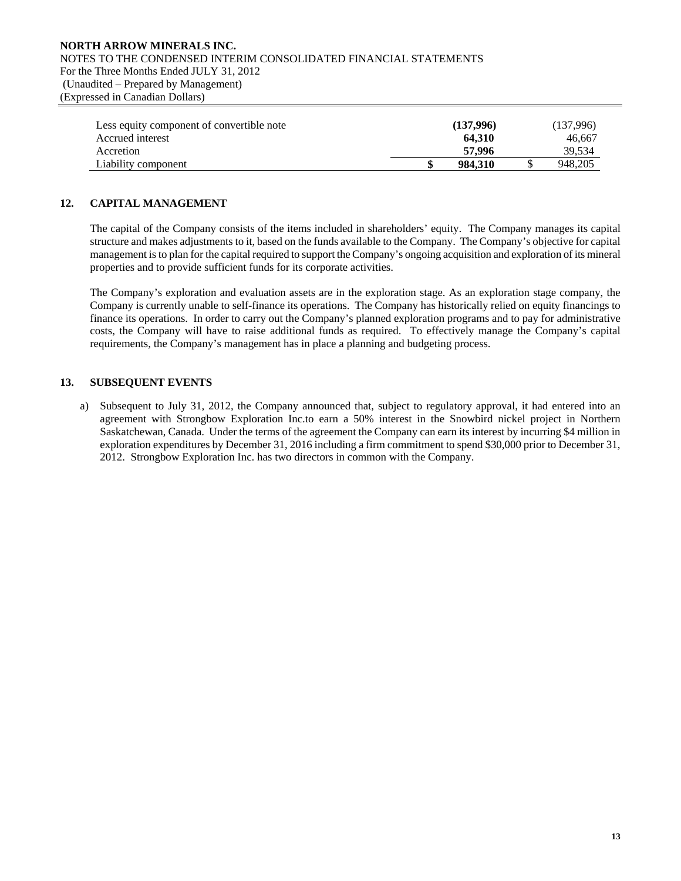| | | | | |
|---|---|---|---|---|
| Less equity component of convertible note | | **(137,996)** | | (137,996) |
| Accrued interest | | **64,310** | | 46,667 |
| Accretion | | **57,996** | | 39,534 |
| Liability component | **$** | **984,310** | $ | 948,205 |

## 12. CAPITAL MANAGEMENT

The capital of the Company consists of the items included in shareholders' equity. The Company manages its capital structure and makes adjustments to it, based on the funds available to the Company. The Company's objective for capital management is to plan for the capital required to support the Company's ongoing acquisition and exploration of its mineral properties and to provide sufficient funds for its corporate activities.

The Company's exploration and evaluation assets are in the exploration stage. As an exploration stage company, the Company is currently unable to self-finance its operations. The Company has historically relied on equity financings to finance its operations. In order to carry out the Company's planned exploration programs and to pay for administrative costs, the Company will have to raise additional funds as required. To effectively manage the Company's capital requirements, the Company's management has in place a planning and budgeting process.

## 13. SUBSEQUENT EVENTS

a) Subsequent to July 31, 2012, the Company announced that, subject to regulatory approval, it had entered into an agreement with Strongbow Exploration Inc.to earn a 50% interest in the Snowbird nickel project in Northern Saskatchewan, Canada. Under the terms of the agreement the Company can earn its interest by incurring $4 million in exploration expenditures by December 31, 2016 including a firm commitment to spend $30,000 prior to December 31, 2012. Strongbow Exploration Inc. has two directors in common with the Company.